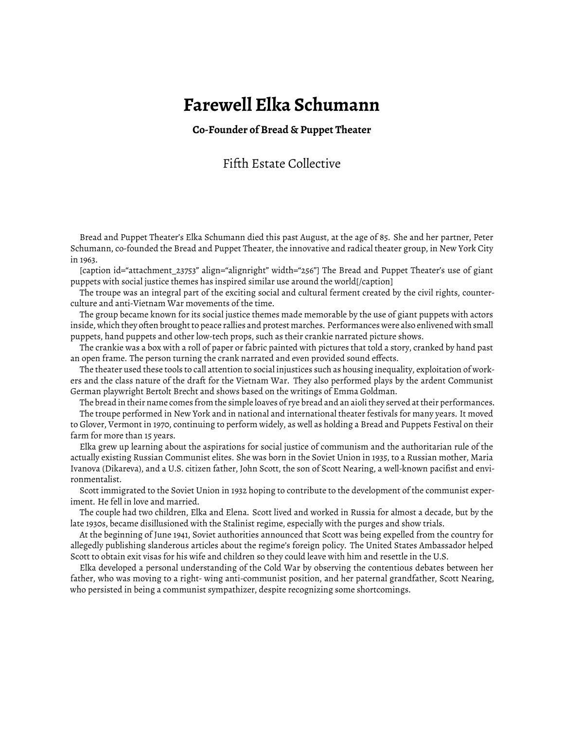# Farewell Elka Schumann

### Co-Founder of Bread & Puppet Theater

Fifth Estate Collective

Bread and Puppet Theater's Elka Schumann died this past August, at the age of 85. She and her partner, Peter Schumann, co-founded the Bread and Puppet Theater, the innovative and radical theater group, in New York City in 1963.

[caption id="attachment_23753" align="alignright" width="256"] The Bread and Puppet Theater's use of giant puppets with social justice themes has inspired similar use around the world[/caption]

The troupe was an integral part of the exciting social and cultural ferment created by the civil rights, counterculture and anti-Vietnam War movements of the time.

The group became known for its social justice themes made memorable by the use of giant puppets with actors inside, which they often brought to peace rallies and protest marches. Performances were also enlivened with small puppets, hand puppets and other low-tech props, such as their crankie narrated picture shows.

The crankie was a box with a roll of paper or fabric painted with pictures that told a story, cranked by hand past an open frame. The person turning the crank narrated and even provided sound effects.

The theater used these tools to call attention to social injustices such as housing inequality, exploitation of workers and the class nature of the draft for the Vietnam War. They also performed plays by the ardent Communist German playwright Bertolt Brecht and shows based on the writings of Emma Goldman.

The bread in their name comes from the simple loaves of rye bread and an aioli they served at their performances.

The troupe performed in New York and in national and international theater festivals for many years. It moved to Glover, Vermont in 1970, continuing to perform widely, as well as holding a Bread and Puppets Festival on their farm for more than 15 years.

Elka grew up learning about the aspirations for social justice of communism and the authoritarian rule of the actually existing Russian Communist elites. She was born in the Soviet Union in 1935, to a Russian mother, Maria Ivanova (Dikareva), and a U.S. citizen father, John Scott, the son of Scott Nearing, a well-known pacifist and environmentalist.

Scott immigrated to the Soviet Union in 1932 hoping to contribute to the development of the communist experiment. He fell in love and married.

The couple had two children, Elka and Elena. Scott lived and worked in Russia for almost a decade, but by the late 1930s, became disillusioned with the Stalinist regime, especially with the purges and show trials.

At the beginning of June 1941, Soviet authorities announced that Scott was being expelled from the country for allegedly publishing slanderous articles about the regime's foreign policy. The United States Ambassador helped Scott to obtain exit visas for his wife and children so they could leave with him and resettle in the U.S.

Elka developed a personal understanding of the Cold War by observing the contentious debates between her father, who was moving to a right- wing anti-communist position, and her paternal grandfather, Scott Nearing, who persisted in being a communist sympathizer, despite recognizing some shortcomings.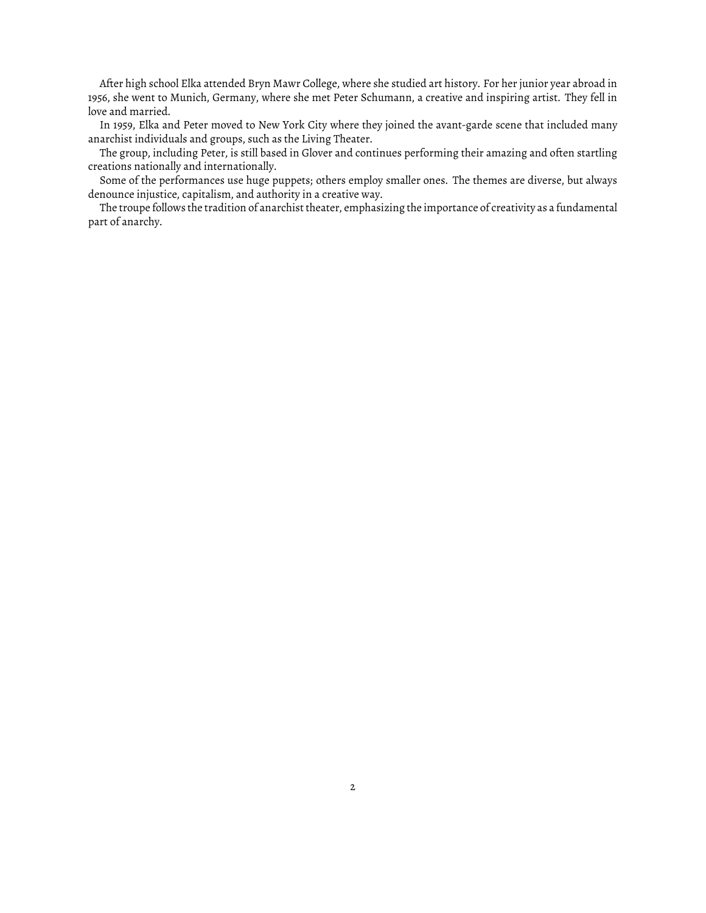After high school Elka attended Bryn Mawr College, where she studied art history. For her junior year abroad in 1956, she went to Munich, Germany, where she met Peter Schumann, a creative and inspiring artist. They fell in love and married.

In 1959, Elka and Peter moved to New York City where they joined the avant-garde scene that included many anarchist individuals and groups, such as the Living Theater.

The group, including Peter, is still based in Glover and continues performing their amazing and often startling creations nationally and internationally.

Some of the performances use huge puppets; others employ smaller ones. The themes are diverse, but always denounce injustice, capitalism, and authority in a creative way.

The troupe follows the tradition of anarchist theater, emphasizing the importance of creativity as a fundamental part of anarchy.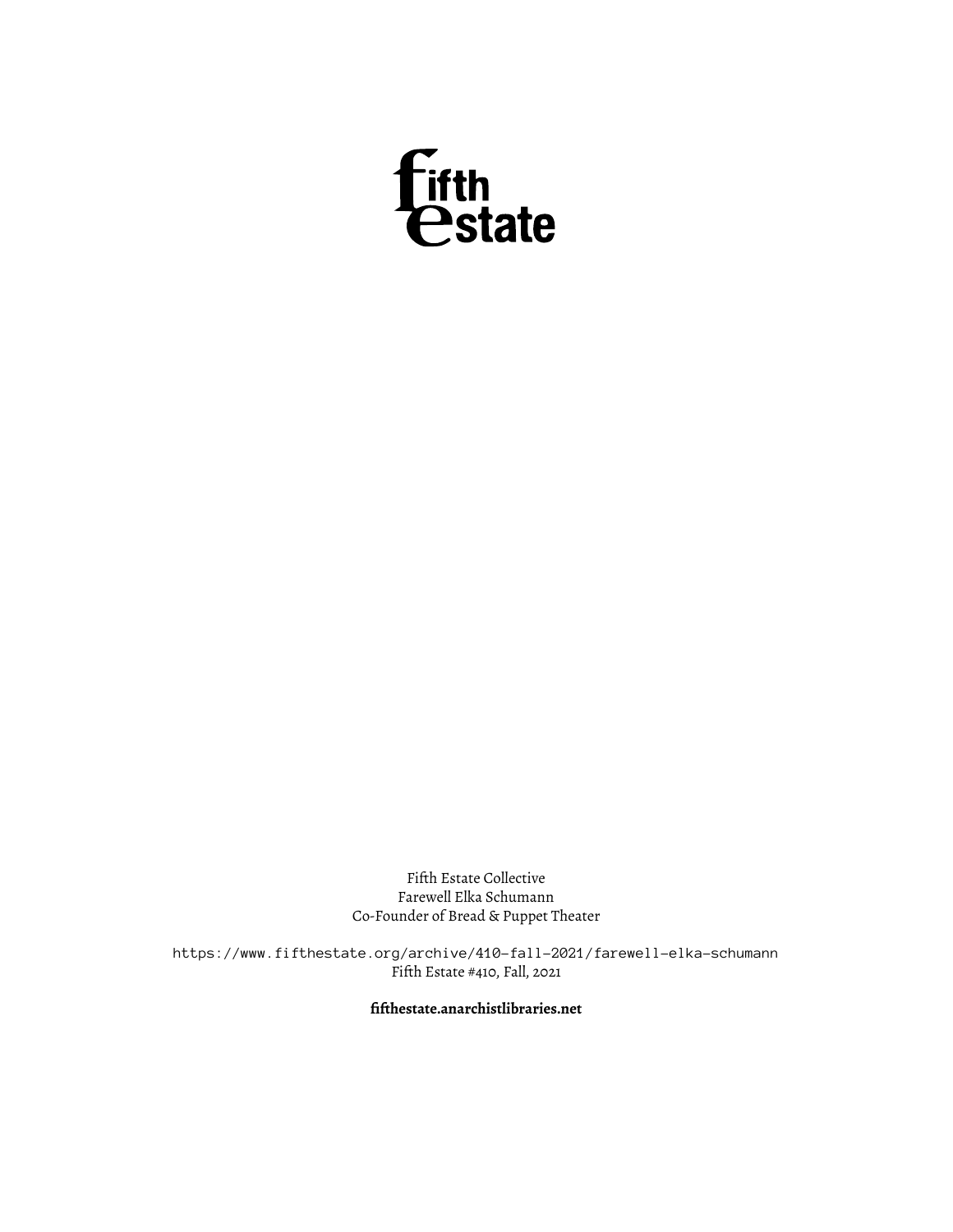Fifth Estate

Fifth Estate Collective
Farewell Elka Schumann
Co-Founder of Bread & Puppet Theater

https://www.fifthestate.org/archive/410-fall-2021/farewell-elka-schumann
Fifth Estate #410, Fall, 2021

**fifthestate.anarchistlibraries.net**